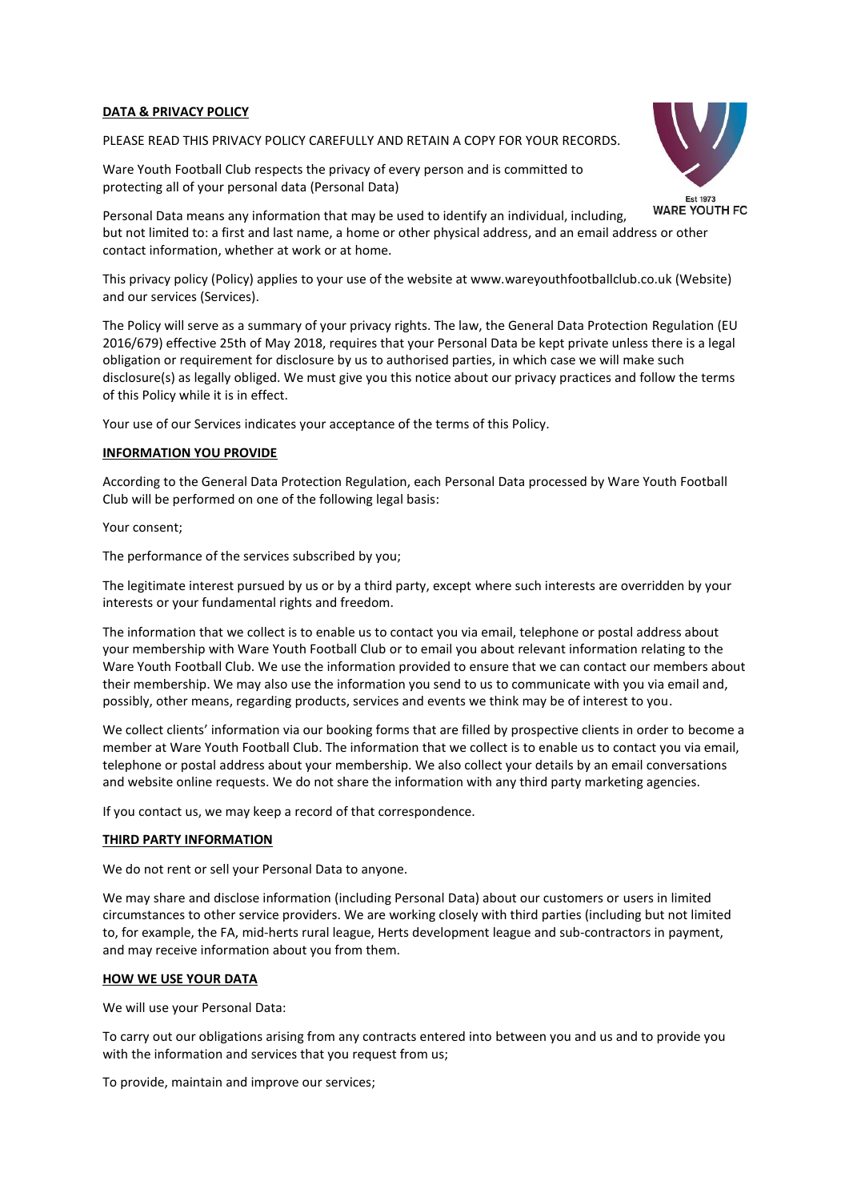**DATA & PRIVACY POLICY**

PLEASE READ THIS PRIVACY POLICY CAREFULLY AND RETAIN A COPY FOR YOUR RECORDS.

Ware Youth Football Club respects the privacy of every person and is committed to protecting all of your personal data (Personal Data)

Personal Data means any information that may be used to identify an individual, including, but not limited to: a first and last name, a home or other physical address, and an email address or other contact information, whether at work or at home.

This privacy policy (Policy) applies to your use of the website at www.wareyouthfootballclub.co.uk (Website) and our services (Services).

The Policy will serve as a summary of your privacy rights. The law, the General Data Protection Regulation (EU 2016/679) effective 25th of May 2018, requires that your Personal Data be kept private unless there is a legal obligation or requirement for disclosure by us to authorised parties, in which case we will make such disclosure(s) as legally obliged. We must give you this notice about our privacy practices and follow the terms of this Policy while it is in effect.

Your use of our Services indicates your acceptance of the terms of this Policy.

**INFORMATION YOU PROVIDE**

According to the General Data Protection Regulation, each Personal Data processed by Ware Youth Football Club will be performed on one of the following legal basis:

Your consent;

The performance of the services subscribed by you;

The legitimate interest pursued by us or by a third party, except where such interests are overridden by your interests or your fundamental rights and freedom.

The information that we collect is to enable us to contact you via email, telephone or postal address about your membership with Ware Youth Football Club or to email you about relevant information relating to the Ware Youth Football Club. We use the information provided to ensure that we can contact our members about their membership. We may also use the information you send to us to communicate with you via email and, possibly, other means, regarding products, services and events we think may be of interest to you.

We collect clients' information via our booking forms that are filled by prospective clients in order to become a member at Ware Youth Football Club. The information that we collect is to enable us to contact you via email, telephone or postal address about your membership. We also collect your details by an email conversations and website online requests. We do not share the information with any third party marketing agencies.

If you contact us, we may keep a record of that correspondence.

**THIRD PARTY INFORMATION**

We do not rent or sell your Personal Data to anyone.

We may share and disclose information (including Personal Data) about our customers or users in limited circumstances to other service providers. We are working closely with third parties (including but not limited to, for example, the FA, mid-herts rural league, Herts development league and sub-contractors in payment, and may receive information about you from them.

**HOW WE USE YOUR DATA**

We will use your Personal Data:

To carry out our obligations arising from any contracts entered into between you and us and to provide you with the information and services that you request from us;

To provide, maintain and improve our services;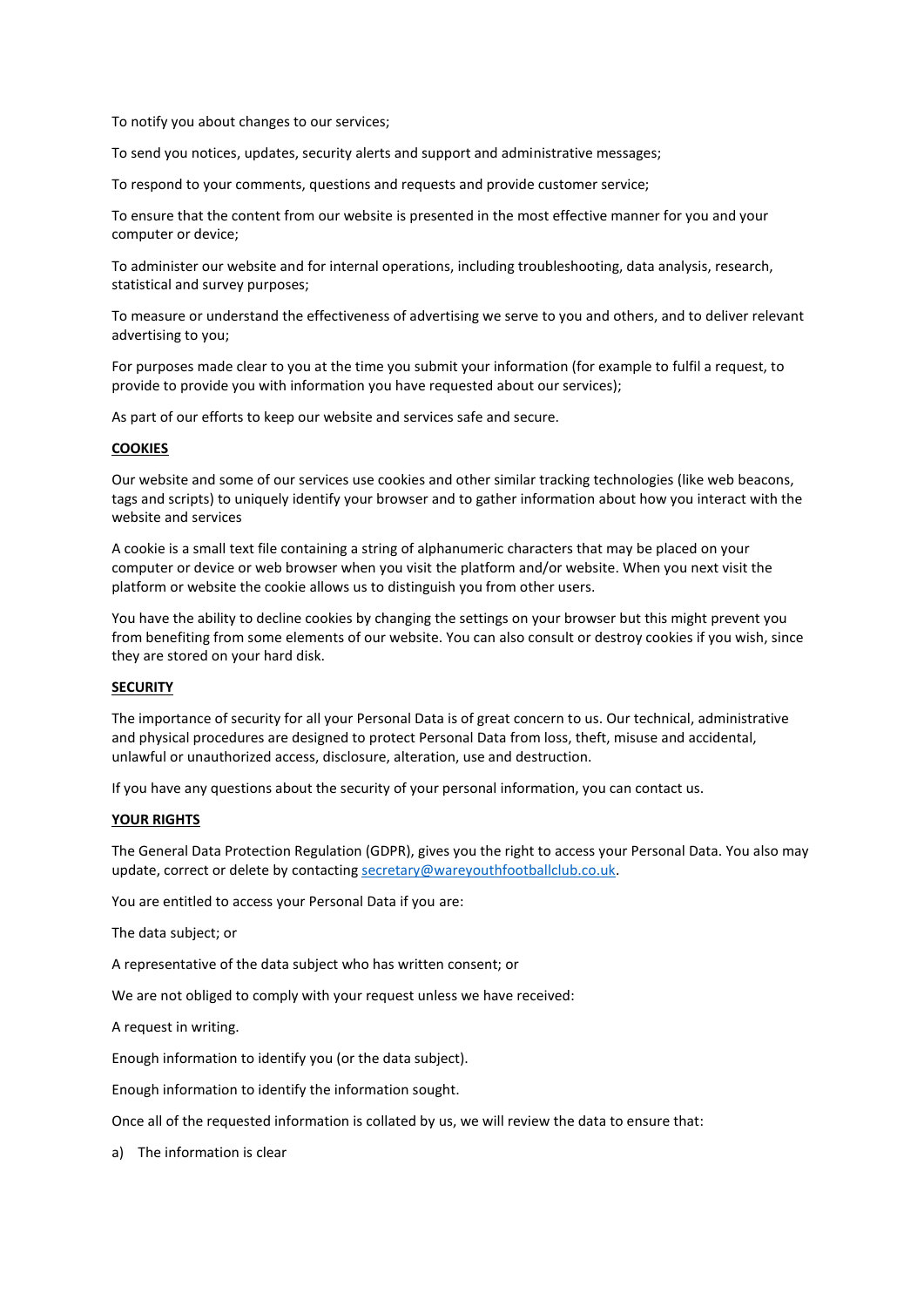To notify you about changes to our services;

To send you notices, updates, security alerts and support and administrative messages;

To respond to your comments, questions and requests and provide customer service;

To ensure that the content from our website is presented in the most effective manner for you and your computer or device;

To administer our website and for internal operations, including troubleshooting, data analysis, research, statistical and survey purposes;

To measure or understand the effectiveness of advertising we serve to you and others, and to deliver relevant advertising to you;

For purposes made clear to you at the time you submit your information (for example to fulfil a request, to provide to provide you with information you have requested about our services);

As part of our efforts to keep our website and services safe and secure.

**COOKIES**

Our website and some of our services use cookies and other similar tracking technologies (like web beacons, tags and scripts) to uniquely identify your browser and to gather information about how you interact with the website and services

A cookie is a small text file containing a string of alphanumeric characters that may be placed on your computer or device or web browser when you visit the platform and/or website. When you next visit the platform or website the cookie allows us to distinguish you from other users.

You have the ability to decline cookies by changing the settings on your browser but this might prevent you from benefiting from some elements of our website. You can also consult or destroy cookies if you wish, since they are stored on your hard disk.

**SECURITY**

The importance of security for all your Personal Data is of great concern to us. Our technical, administrative and physical procedures are designed to protect Personal Data from loss, theft, misuse and accidental, unlawful or unauthorized access, disclosure, alteration, use and destruction.

If you have any questions about the security of your personal information, you can contact us.

**YOUR RIGHTS**

The General Data Protection Regulation (GDPR), gives you the right to access your Personal Data. You also may update, correct or delete by contacting secretary@wareyouthfootballclub.co.uk.

You are entitled to access your Personal Data if you are:

The data subject; or

A representative of the data subject who has written consent; or

We are not obliged to comply with your request unless we have received:

A request in writing.

Enough information to identify you (or the data subject).

Enough information to identify the information sought.

Once all of the requested information is collated by us, we will review the data to ensure that:

a) The information is clear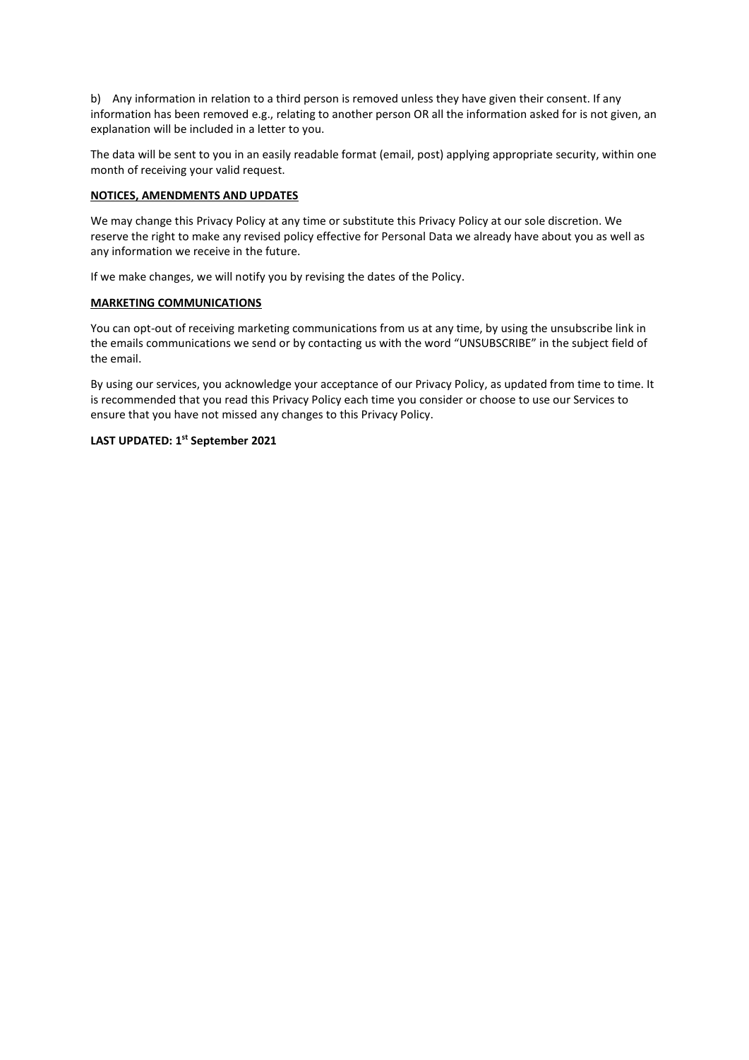b) Any information in relation to a third person is removed unless they have given their consent. If any information has been removed e.g., relating to another person OR all the information asked for is not given, an explanation will be included in a letter to you.

The data will be sent to you in an easily readable format (email, post) applying appropriate security, within one month of receiving your valid request.

**NOTICES, AMENDMENTS AND UPDATES**

We may change this Privacy Policy at any time or substitute this Privacy Policy at our sole discretion. We reserve the right to make any revised policy effective for Personal Data we already have about you as well as any information we receive in the future.

If we make changes, we will notify you by revising the dates of the Policy.

**MARKETING COMMUNICATIONS**

You can opt-out of receiving marketing communications from us at any time, by using the unsubscribe link in the emails communications we send or by contacting us with the word "UNSUBSCRIBE" in the subject field of the email.

By using our services, you acknowledge your acceptance of our Privacy Policy, as updated from time to time. It is recommended that you read this Privacy Policy each time you consider or choose to use our Services to ensure that you have not missed any changes to this Privacy Policy.

**LAST UPDATED: 1st September 2021**